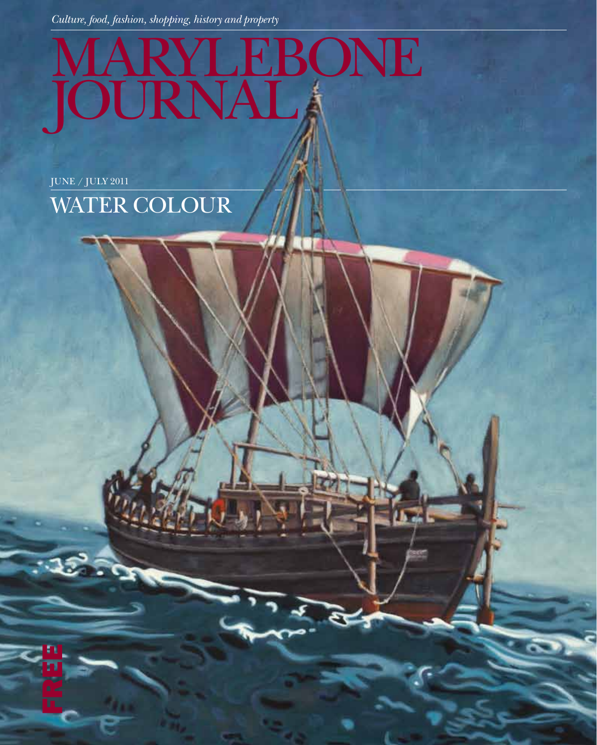*Culture, food, fashion, shopping, history and property*

# MARYLEBONE JOURNAL

JUNE / JULY 2011

## WATER COLOUR

FREE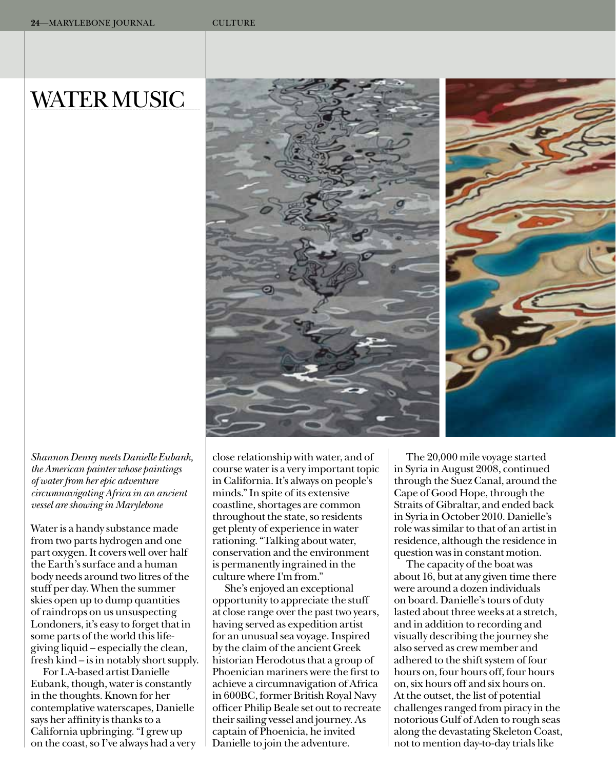# WATER MUSIC

*Shannon Denny meets Danielle Eubank, the American painter whose paintings of water from her epic adventure circumnavigating Africa in an ancient vessel are showing in Marylebone*

Water is a handy substance made from two parts hydrogen and one part oxygen. It covers well over half the Earth's surface and a human body needs around two litres of the stuff per day. When the summer skies open up to dump quantities of raindrops on us unsuspecting Londoners, it's easy to forget that in some parts of the world this life-giving liquid – especially the clean, fresh kind – is in notably short supply.

For LA-based artist Danielle Eubank, though, water is constantly in the thoughts. Known for her contemplative waterscapes, Danielle says her affinity is thanks to a California upbringing. "I grew up on the coast, so I've always had a very close relationship with water, and of course water is a very important topic in California. It's always on people's minds." In spite of its extensive coastline, shortages are common throughout the state, so residents get plenty of experience in water rationing. "Talking about water, conservation and the environment is permanently ingrained in the culture where I'm from."

She's enjoyed an exceptional opportunity to appreciate the stuff at close range over the past two years, having served as expedition artist for an unusual sea voyage. Inspired by the claim of the ancient Greek historian Herodotus that a group of Phoenician mariners were the first to achieve a circumnavigation of Africa in 600BC, former British Royal Navy officer Philip Beale set out to recreate their sailing vessel and journey. As captain of Phoenicia, he invited Danielle to join the adventure.

The 20,000 mile voyage started in Syria in August 2008, continued through the Suez Canal, around the Cape of Good Hope, through the Straits of Gibraltar, and ended back in Syria in October 2010. Danielle's role was similar to that of an artist in residence, although the residence in question was in constant motion.

The capacity of the boat was about 16, but at any given time there were around a dozen individuals on board. Danielle's tours of duty lasted about three weeks at a stretch, and in addition to recording and visually describing the journey she also served as crew member and adhered to the shift system of four hours on, four hours off, four hours on, six hours off and six hours on. At the outset, the list of potential challenges ranged from piracy in the notorious Gulf of Aden to rough seas along the devastating Skeleton Coast, not to mention day-to-day trials like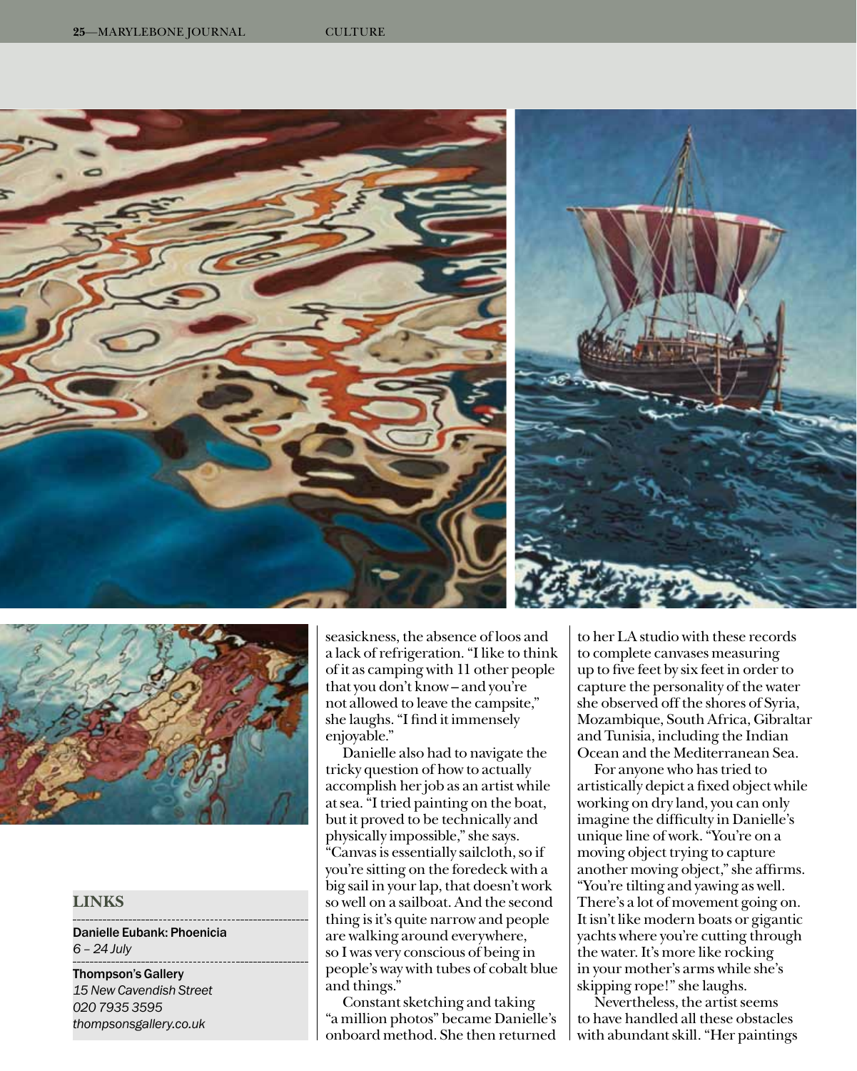seasickness, the absence of loos and a lack of refrigeration. "I like to think of it as camping with 11 other people that you don't know – and you're not allowed to leave the campsite," she laughs. "I find it immensely enjoyable."

Danielle also had to navigate the tricky question of how to actually accomplish her job as an artist while at sea. "I tried painting on the boat, but it proved to be technically and physically impossible," she says. "Canvas is essentially sailcloth, so if you're sitting on the foredeck with a big sail in your lap, that doesn't work so well on a sailboat. And the second thing is it's quite narrow and people are walking around everywhere, so I was very conscious of being in people's way with tubes of cobalt blue and things."

Constant sketching and taking "a million photos" became Danielle's onboard method. She then returned to her LA studio with these records to complete canvases measuring up to five feet by six feet in order to capture the personality of the water she observed off the shores of Syria, Mozambique, South Africa, Gibraltar and Tunisia, including the Indian Ocean and the Mediterranean Sea.

For anyone who has tried to artistically depict a fixed object while working on dry land, you can only imagine the difficulty in Danielle's unique line of work. "You're on a moving object trying to capture another moving object," she affirms. "You're tilting and yawing as well. There's a lot of movement going on. It isn't like modern boats or gigantic yachts where you're cutting through the water. It's more like rocking in your mother's arms while she's skipping rope!" she laughs.

Nevertheless, the artist seems to have handled all these obstacles with abundant skill. "Her paintings

## LINKS

**Danielle Eubank: Phoenicia**
*6 – 24 July*

**Thompson's Gallery**
*15 New Cavendish Street*
*020 7935 3595*
*thompsonsgallery.co.uk*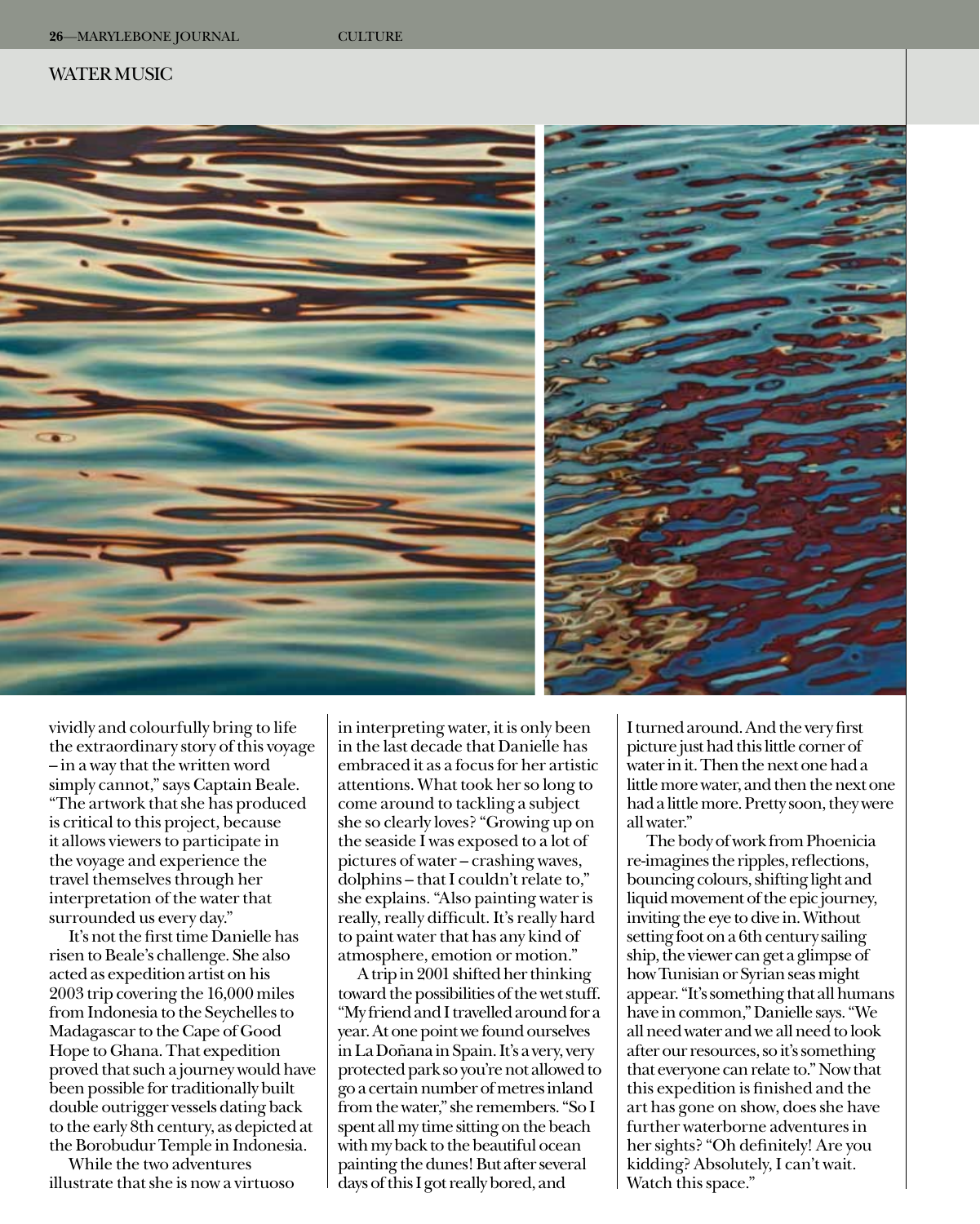vividly and colourfully bring to life the extraordinary story of this voyage – in a way that the written word simply cannot," says Captain Beale. "The artwork that she has produced is critical to this project, because it allows viewers to participate in the voyage and experience the travel themselves through her interpretation of the water that surrounded us every day."

It's not the first time Danielle has risen to Beale's challenge. She also acted as expedition artist on his 2003 trip covering the 16,000 miles from Indonesia to the Seychelles to Madagascar to the Cape of Good Hope to Ghana. That expedition proved that such a journey would have been possible for traditionally built double outrigger vessels dating back to the early 8th century, as depicted at the Borobudur Temple in Indonesia.

While the two adventures illustrate that she is now a virtuoso in interpreting water, it is only been in the last decade that Danielle has embraced it as a focus for her artistic attentions. What took her so long to come around to tackling a subject she so clearly loves? "Growing up on the seaside I was exposed to a lot of pictures of water – crashing waves, dolphins – that I couldn't relate to," she explains. "Also painting water is really, really difficult. It's really hard to paint water that has any kind of atmosphere, emotion or motion."

A trip in 2001 shifted her thinking toward the possibilities of the wet stuff. "My friend and I travelled around for a year. At one point we found ourselves in La Doñana in Spain. It's a very, very protected park so you're not allowed to go a certain number of metres inland from the water," she remembers. "So I spent all my time sitting on the beach with my back to the beautiful ocean painting the dunes! But after several days of this I got really bored, and I turned around. And the very first picture just had this little corner of water in it. Then the next one had a little more water, and then the next one had a little more. Pretty soon, they were all water."

The body of work from Phoenicia re-imagines the ripples, reflections, bouncing colours, shifting light and liquid movement of the epic journey, inviting the eye to dive in. Without setting foot on a 6th century sailing ship, the viewer can get a glimpse of how Tunisian or Syrian seas might appear. "It's something that all humans have in common," Danielle says. "We all need water and we all need to look after our resources, so it's something that everyone can relate to." Now that this expedition is finished and the art has gone on show, does she have further waterborne adventures in her sights? "Oh definitely! Are you kidding? Absolutely, I can't wait. Watch this space."